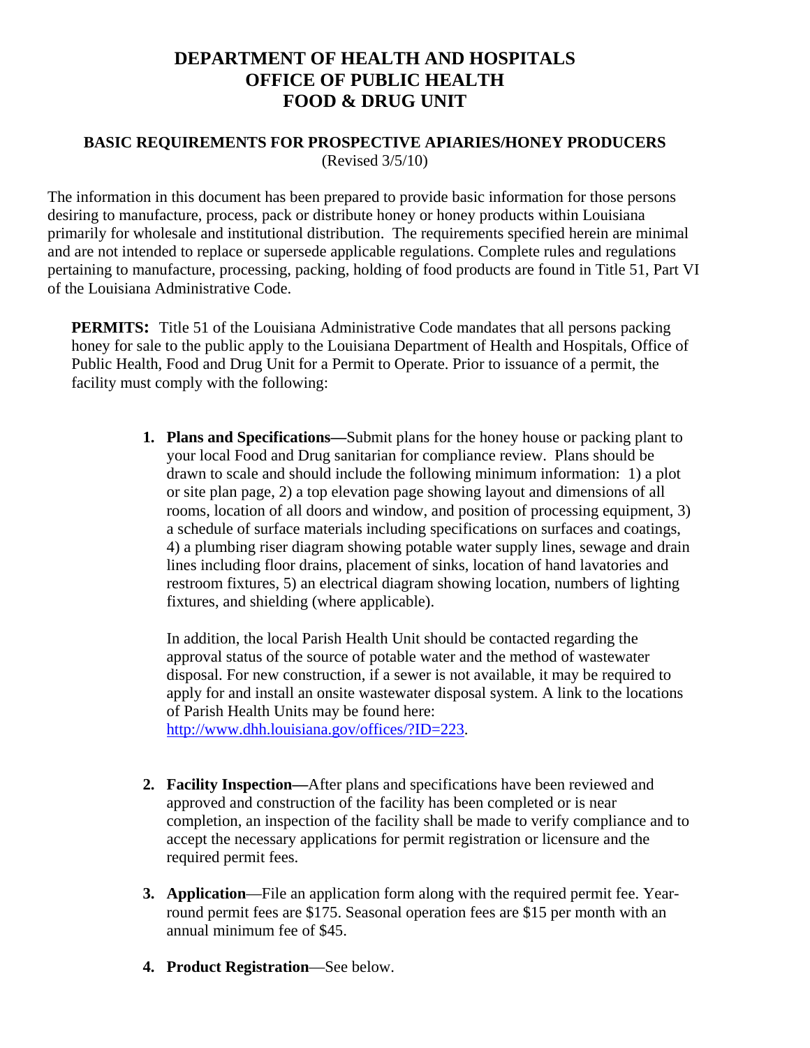# DEPARTMENT OF HEALTH AND HOSPITALS
# OFFICE OF PUBLIC HEALTH
# FOOD & DRUG UNIT

## BASIC REQUIREMENTS FOR PROSPECTIVE APIARIES/HONEY PRODUCERS

(Revised 3/5/10)

The information in this document has been prepared to provide basic information for those persons desiring to manufacture, process, pack or distribute honey or honey products within Louisiana primarily for wholesale and institutional distribution. The requirements specified herein are minimal and are not intended to replace or supersede applicable regulations. Complete rules and regulations pertaining to manufacture, processing, packing, holding of food products are found in Title 51, Part VI of the Louisiana Administrative Code.

**PERMITS:** Title 51 of the Louisiana Administrative Code mandates that all persons packing honey for sale to the public apply to the Louisiana Department of Health and Hospitals, Office of Public Health, Food and Drug Unit for a Permit to Operate. Prior to issuance of a permit, the facility must comply with the following:

1. **Plans and Specifications—**Submit plans for the honey house or packing plant to your local Food and Drug sanitarian for compliance review. Plans should be drawn to scale and should include the following minimum information: 1) a plot or site plan page, 2) a top elevation page showing layout and dimensions of all rooms, location of all doors and window, and position of processing equipment, 3) a schedule of surface materials including specifications on surfaces and coatings, 4) a plumbing riser diagram showing potable water supply lines, sewage and drain lines including floor drains, placement of sinks, location of hand lavatories and restroom fixtures, 5) an electrical diagram showing location, numbers of lighting fixtures, and shielding (where applicable).

   In addition, the local Parish Health Unit should be contacted regarding the approval status of the source of potable water and the method of wastewater disposal. For new construction, if a sewer is not available, it may be required to apply for and install an onsite wastewater disposal system. A link to the locations of Parish Health Units may be found here: http://www.dhh.louisiana.gov/offices/?ID=223.

2. **Facility Inspection—**After plans and specifications have been reviewed and approved and construction of the facility has been completed or is near completion, an inspection of the facility shall be made to verify compliance and to accept the necessary applications for permit registration or licensure and the required permit fees.

3. **Application**—File an application form along with the required permit fee. Year-round permit fees are $175. Seasonal operation fees are $15 per month with an annual minimum fee of $45.

4. **Product Registration**—See below.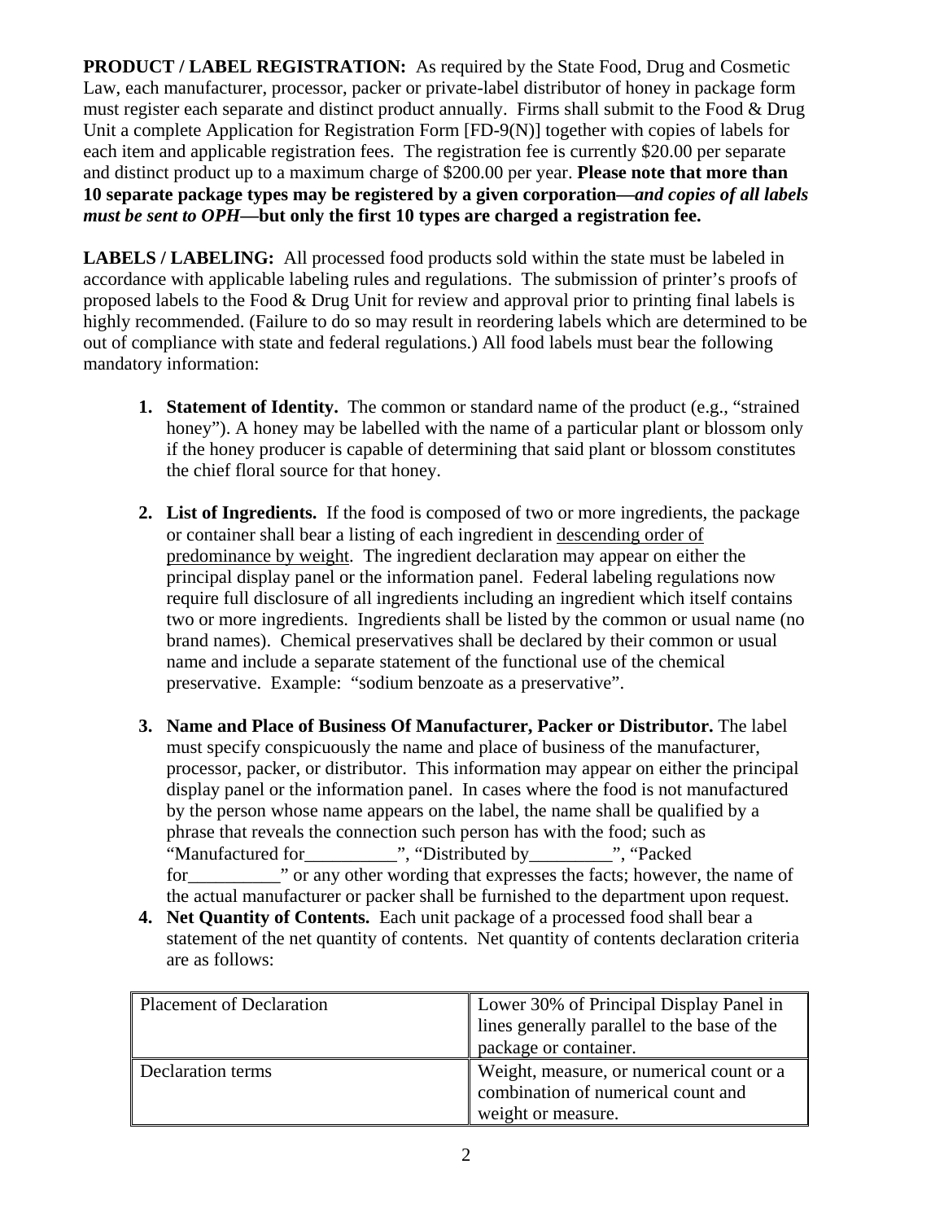**PRODUCT / LABEL REGISTRATION:** As required by the State Food, Drug and Cosmetic Law, each manufacturer, processor, packer or private-label distributor of honey in package form must register each separate and distinct product annually. Firms shall submit to the Food & Drug Unit a complete Application for Registration Form [FD-9(N)] together with copies of labels for each item and applicable registration fees. The registration fee is currently $20.00 per separate and distinct product up to a maximum charge of $200.00 per year. **Please note that more than 10 separate package types may be registered by a given corporation—*and copies of all labels must be sent to OPH*—but only the first 10 types are charged a registration fee.**

**LABELS / LABELING:** All processed food products sold within the state must be labeled in accordance with applicable labeling rules and regulations. The submission of printer's proofs of proposed labels to the Food & Drug Unit for review and approval prior to printing final labels is highly recommended. (Failure to do so may result in reordering labels which are determined to be out of compliance with state and federal regulations.) All food labels must bear the following mandatory information:

1. **Statement of Identity.** The common or standard name of the product (e.g., "strained honey"). A honey may be labelled with the name of a particular plant or blossom only if the honey producer is capable of determining that said plant or blossom constitutes the chief floral source for that honey.

2. **List of Ingredients.** If the food is composed of two or more ingredients, the package or container shall bear a listing of each ingredient in <u>descending order of predominance by weight</u>. The ingredient declaration may appear on either the principal display panel or the information panel. Federal labeling regulations now require full disclosure of all ingredients including an ingredient which itself contains two or more ingredients. Ingredients shall be listed by the common or usual name (no brand names). Chemical preservatives shall be declared by their common or usual name and include a separate statement of the functional use of the chemical preservative. Example: "sodium benzoate as a preservative".

3. **Name and Place of Business Of Manufacturer, Packer or Distributor.** The label must specify conspicuously the name and place of business of the manufacturer, processor, packer, or distributor. This information may appear on either the principal display panel or the information panel. In cases where the food is not manufactured by the person whose name appears on the label, the name shall be qualified by a phrase that reveals the connection such person has with the food; such as "Manufactured for__________", "Distributed by_________", "Packed for__________" or any other wording that expresses the facts; however, the name of the actual manufacturer or packer shall be furnished to the department upon request.

4. **Net Quantity of Contents.** Each unit package of a processed food shall bear a statement of the net quantity of contents. Net quantity of contents declaration criteria are as follows:

| Placement of Declaration | Lower 30% of Principal Display Panel in lines generally parallel to the base of the package or container. |
|---|---|
| Declaration terms | Weight, measure, or numerical count or a combination of numerical count and weight or measure. |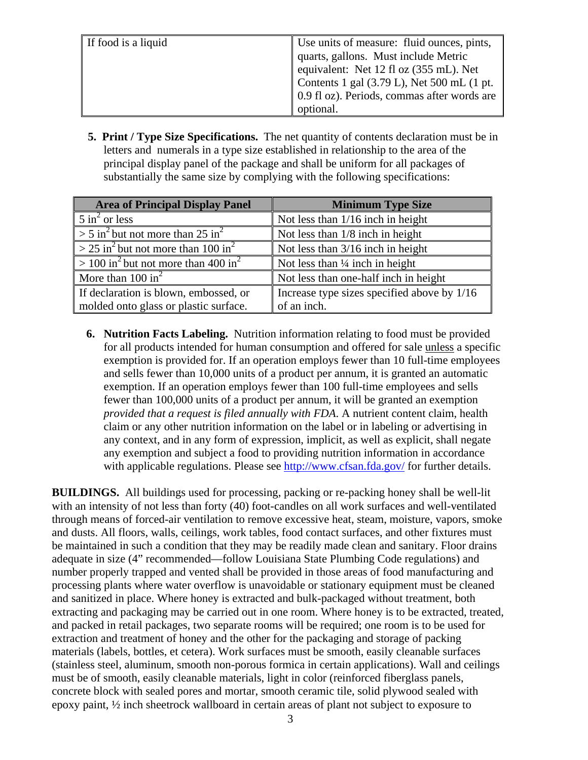| If food is a liquid | Use units of measure: fluid ounces, pints, quarts, gallons. Must include Metric equivalent: Net 12 fl oz (355 mL). Net Contents 1 gal (3.79 L), Net 500 mL (1 pt. 0.9 fl oz). Periods, commas after words are optional. |
|---|---|

5. **Print / Type Size Specifications.** The net quantity of contents declaration must be in letters and numerals in a type size established in relationship to the area of the principal display panel of the package and shall be uniform for all packages of substantially the same size by complying with the following specifications:

| Area of Principal Display Panel | Minimum Type Size |
|---|---|
| 5 $in^2$ or less | Not less than 1/16 inch in height |
| > 5 $in^2$ but not more than 25 $in^2$ | Not less than 1/8 inch in height |
| > 25 $in^2$ but not more than 100 $in^2$ | Not less than 3/16 inch in height |
| > 100 $in^2$ but not more than 400 $in^2$ | Not less than ¼ inch in height |
| More than 100 $in^2$ | Not less than one-half inch in height |
| If declaration is blown, embossed, or molded onto glass or plastic surface. | Increase type sizes specified above by 1/16 of an inch. |

6. **Nutrition Facts Labeling.** Nutrition information relating to food must be provided for all products intended for human consumption and offered for sale unless a specific exemption is provided for. If an operation employs fewer than 10 full-time employees and sells fewer than 10,000 units of a product per annum, it is granted an automatic exemption. If an operation employs fewer than 100 full-time employees and sells fewer than 100,000 units of a product per annum, it will be granted an exemption *provided that a request is filed annually with FDA.* A nutrient content claim, health claim or any other nutrition information on the label or in labeling or advertising in any context, and in any form of expression, implicit, as well as explicit, shall negate any exemption and subject a food to providing nutrition information in accordance with applicable regulations. Please see http://www.cfsan.fda.gov/ for further details.

**BUILDINGS.** All buildings used for processing, packing or re-packing honey shall be well-lit with an intensity of not less than forty (40) foot-candles on all work surfaces and well-ventilated through means of forced-air ventilation to remove excessive heat, steam, moisture, vapors, smoke and dusts. All floors, walls, ceilings, work tables, food contact surfaces, and other fixtures must be maintained in such a condition that they may be readily made clean and sanitary. Floor drains adequate in size (4" recommended—follow Louisiana State Plumbing Code regulations) and number properly trapped and vented shall be provided in those areas of food manufacturing and processing plants where water overflow is unavoidable or stationary equipment must be cleaned and sanitized in place. Where honey is extracted and bulk-packaged without treatment, both extracting and packaging may be carried out in one room. Where honey is to be extracted, treated, and packed in retail packages, two separate rooms will be required; one room is to be used for extraction and treatment of honey and the other for the packaging and storage of packing materials (labels, bottles, et cetera). Work surfaces must be smooth, easily cleanable surfaces (stainless steel, aluminum, smooth non-porous formica in certain applications). Wall and ceilings must be of smooth, easily cleanable materials, light in color (reinforced fiberglass panels, concrete block with sealed pores and mortar, smooth ceramic tile, solid plywood sealed with epoxy paint, ½ inch sheetrock wallboard in certain areas of plant not subject to exposure to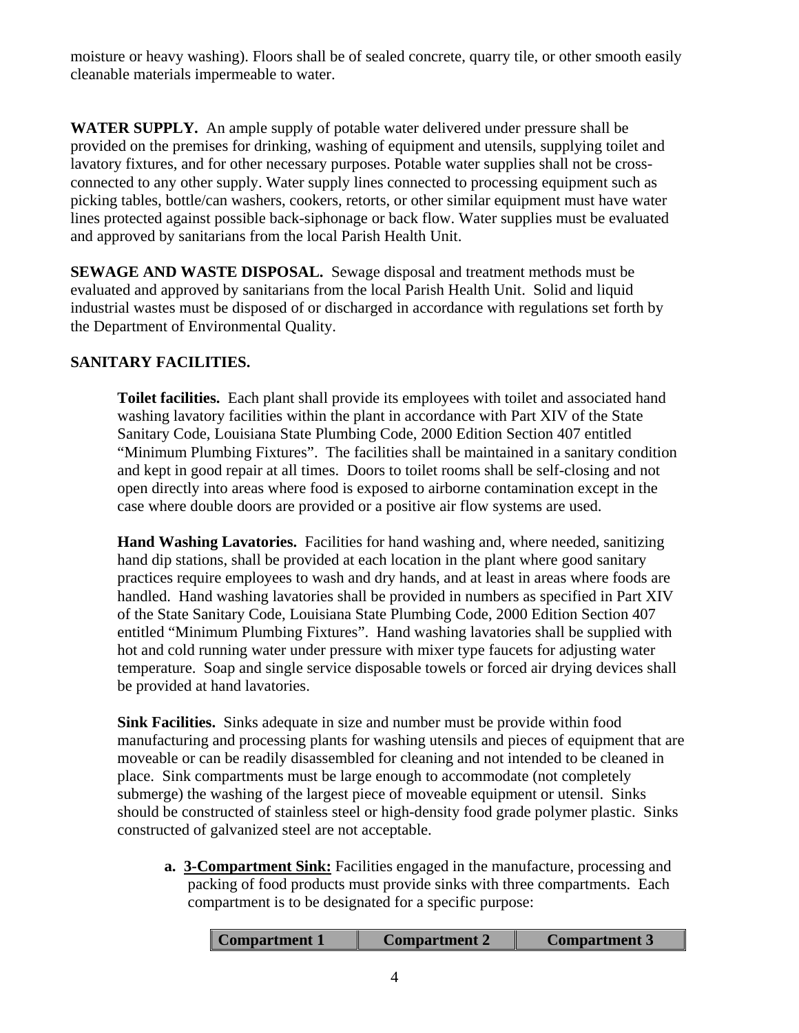moisture or heavy washing). Floors shall be of sealed concrete, quarry tile, or other smooth easily cleanable materials impermeable to water.

**WATER SUPPLY.** An ample supply of potable water delivered under pressure shall be provided on the premises for drinking, washing of equipment and utensils, supplying toilet and lavatory fixtures, and for other necessary purposes. Potable water supplies shall not be cross-connected to any other supply. Water supply lines connected to processing equipment such as picking tables, bottle/can washers, cookers, retorts, or other similar equipment must have water lines protected against possible back-siphonage or back flow. Water supplies must be evaluated and approved by sanitarians from the local Parish Health Unit.

**SEWAGE AND WASTE DISPOSAL.** Sewage disposal and treatment methods must be evaluated and approved by sanitarians from the local Parish Health Unit. Solid and liquid industrial wastes must be disposed of or discharged in accordance with regulations set forth by the Department of Environmental Quality.

**SANITARY FACILITIES.**

**Toilet facilities.** Each plant shall provide its employees with toilet and associated hand washing lavatory facilities within the plant in accordance with Part XIV of the State Sanitary Code, Louisiana State Plumbing Code, 2000 Edition Section 407 entitled "Minimum Plumbing Fixtures". The facilities shall be maintained in a sanitary condition and kept in good repair at all times. Doors to toilet rooms shall be self-closing and not open directly into areas where food is exposed to airborne contamination except in the case where double doors are provided or a positive air flow systems are used.

**Hand Washing Lavatories.** Facilities for hand washing and, where needed, sanitizing hand dip stations, shall be provided at each location in the plant where good sanitary practices require employees to wash and dry hands, and at least in areas where foods are handled. Hand washing lavatories shall be provided in numbers as specified in Part XIV of the State Sanitary Code, Louisiana State Plumbing Code, 2000 Edition Section 407 entitled "Minimum Plumbing Fixtures". Hand washing lavatories shall be supplied with hot and cold running water under pressure with mixer type faucets for adjusting water temperature. Soap and single service disposable towels or forced air drying devices shall be provided at hand lavatories.

**Sink Facilities.** Sinks adequate in size and number must be provide within food manufacturing and processing plants for washing utensils and pieces of equipment that are moveable or can be readily disassembled for cleaning and not intended to be cleaned in place. Sink compartments must be large enough to accommodate (not completely submerge) the washing of the largest piece of moveable equipment or utensil. Sinks should be constructed of stainless steel or high-density food grade polymer plastic. Sinks constructed of galvanized steel are not acceptable.

**a. <u>3-Compartment Sink:</u>** Facilities engaged in the manufacture, processing and packing of food products must provide sinks with three compartments. Each compartment is to be designated for a specific purpose:

| Compartment 1 | Compartment 2 | Compartment 3 |
| --- | --- | --- |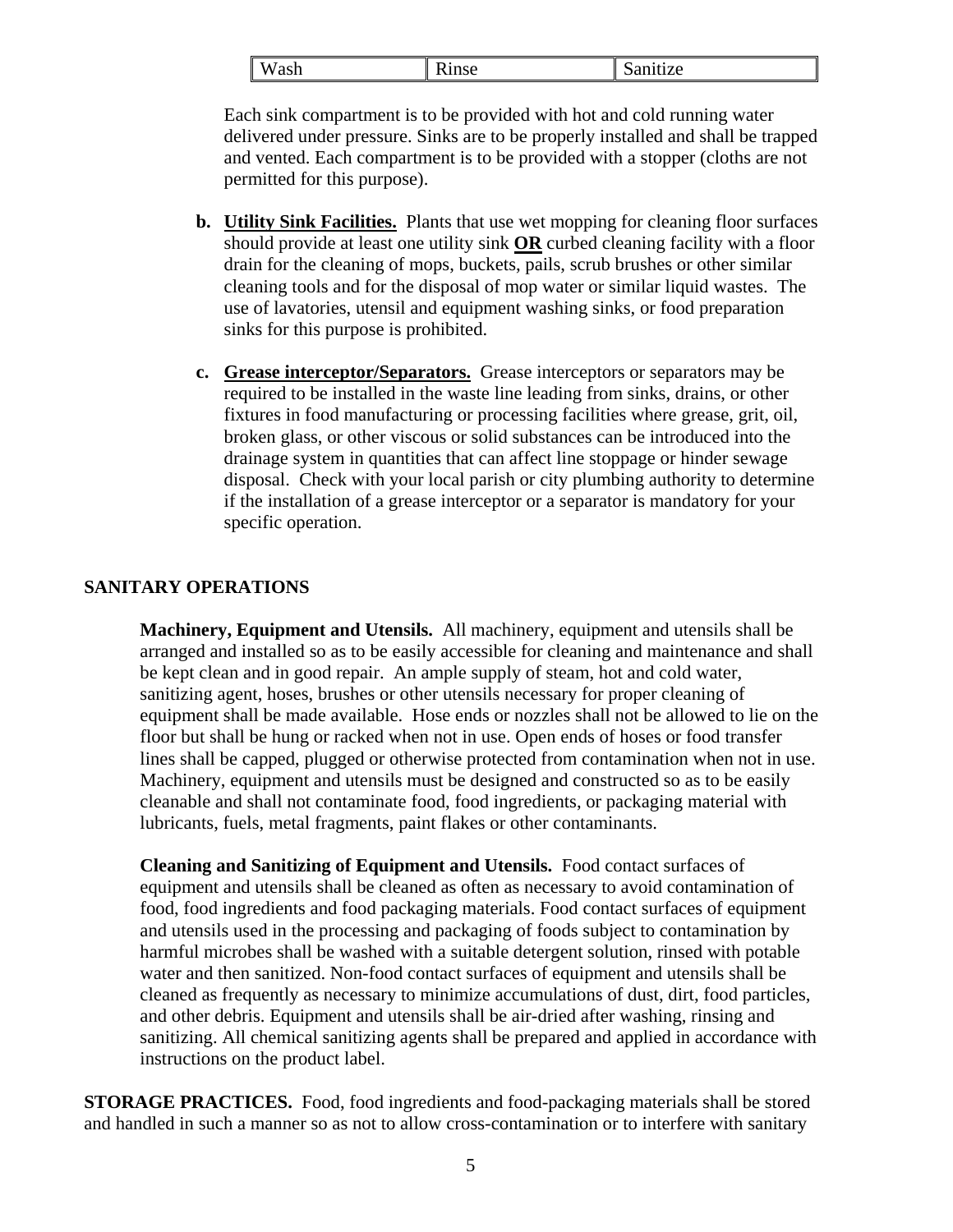| Wash | Rinse | Sanitize |
|---|---|---|

Each sink compartment is to be provided with hot and cold running water delivered under pressure. Sinks are to be properly installed and shall be trapped and vented. Each compartment is to be provided with a stopper (cloths are not permitted for this purpose).

**b.** **Utility Sink Facilities.** Plants that use wet mopping for cleaning floor surfaces should provide at least one utility sink **OR** curbed cleaning facility with a floor drain for the cleaning of mops, buckets, pails, scrub brushes or other similar cleaning tools and for the disposal of mop water or similar liquid wastes. The use of lavatories, utensil and equipment washing sinks, or food preparation sinks for this purpose is prohibited.

**c.** **Grease interceptor/Separators.** Grease interceptors or separators may be required to be installed in the waste line leading from sinks, drains, or other fixtures in food manufacturing or processing facilities where grease, grit, oil, broken glass, or other viscous or solid substances can be introduced into the drainage system in quantities that can affect line stoppage or hinder sewage disposal. Check with your local parish or city plumbing authority to determine if the installation of a grease interceptor or a separator is mandatory for your specific operation.

## SANITARY OPERATIONS

**Machinery, Equipment and Utensils.** All machinery, equipment and utensils shall be arranged and installed so as to be easily accessible for cleaning and maintenance and shall be kept clean and in good repair. An ample supply of steam, hot and cold water, sanitizing agent, hoses, brushes or other utensils necessary for proper cleaning of equipment shall be made available. Hose ends or nozzles shall not be allowed to lie on the floor but shall be hung or racked when not in use. Open ends of hoses or food transfer lines shall be capped, plugged or otherwise protected from contamination when not in use. Machinery, equipment and utensils must be designed and constructed so as to be easily cleanable and shall not contaminate food, food ingredients, or packaging material with lubricants, fuels, metal fragments, paint flakes or other contaminants.

**Cleaning and Sanitizing of Equipment and Utensils.** Food contact surfaces of equipment and utensils shall be cleaned as often as necessary to avoid contamination of food, food ingredients and food packaging materials. Food contact surfaces of equipment and utensils used in the processing and packaging of foods subject to contamination by harmful microbes shall be washed with a suitable detergent solution, rinsed with potable water and then sanitized. Non-food contact surfaces of equipment and utensils shall be cleaned as frequently as necessary to minimize accumulations of dust, dirt, food particles, and other debris. Equipment and utensils shall be air-dried after washing, rinsing and sanitizing. All chemical sanitizing agents shall be prepared and applied in accordance with instructions on the product label.

**STORAGE PRACTICES.** Food, food ingredients and food-packaging materials shall be stored and handled in such a manner so as not to allow cross-contamination or to interfere with sanitary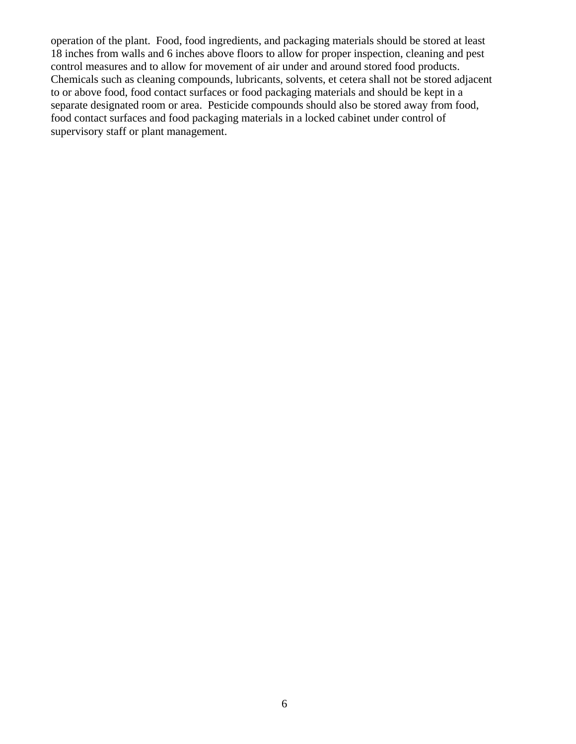operation of the plant. Food, food ingredients, and packaging materials should be stored at least 18 inches from walls and 6 inches above floors to allow for proper inspection, cleaning and pest control measures and to allow for movement of air under and around stored food products. Chemicals such as cleaning compounds, lubricants, solvents, et cetera shall not be stored adjacent to or above food, food contact surfaces or food packaging materials and should be kept in a separate designated room or area. Pesticide compounds should also be stored away from food, food contact surfaces and food packaging materials in a locked cabinet under control of supervisory staff or plant management.